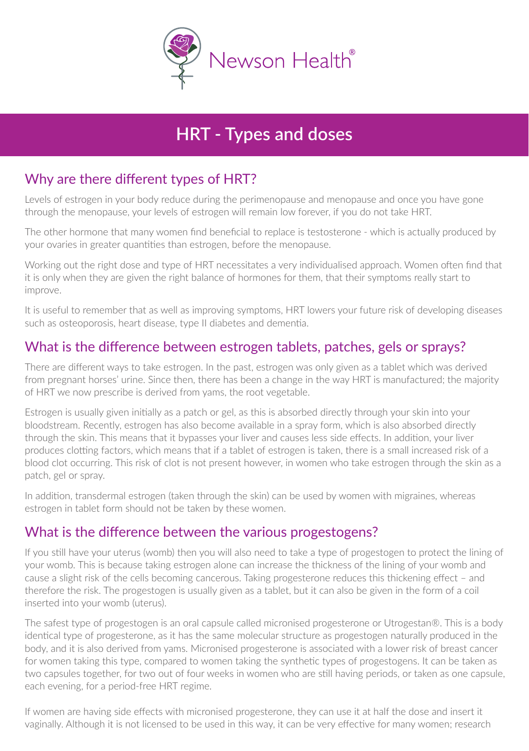Newson Health®

# HRT - Types and doses

## Why are there different types of HRT?

Levels of estrogen in your body reduce during the perimenopause and menopause and once you have gone through the menopause, your levels of estrogen will remain low forever, if you do not take HRT.

The other hormone that many women find beneficial to replace is testosterone - which is actually produced by your ovaries in greater quantities than estrogen, before the menopause.

Working out the right dose and type of HRT necessitates a very individualised approach. Women often find that it is only when they are given the right balance of hormones for them, that their symptoms really start to improve.

It is useful to remember that as well as improving symptoms, HRT lowers your future risk of developing diseases such as osteoporosis, heart disease, type II diabetes and dementia.

## What is the difference between estrogen tablets, patches, gels or sprays?

There are different ways to take estrogen. In the past, estrogen was only given as a tablet which was derived from pregnant horses' urine. Since then, there has been a change in the way HRT is manufactured; the majority of HRT we now prescribe is derived from yams, the root vegetable.

Estrogen is usually given initially as a patch or gel, as this is absorbed directly through your skin into your bloodstream. Recently, estrogen has also become available in a spray form, which is also absorbed directly through the skin. This means that it bypasses your liver and causes less side effects. In addition, your liver produces clotting factors, which means that if a tablet of estrogen is taken, there is a small increased risk of a blood clot occurring. This risk of clot is not present however, in women who take estrogen through the skin as a patch, gel or spray.

In addition, transdermal estrogen (taken through the skin) can be used by women with migraines, whereas estrogen in tablet form should not be taken by these women.

## What is the difference between the various progestogens?

If you still have your uterus (womb) then you will also need to take a type of progestogen to protect the lining of your womb. This is because taking estrogen alone can increase the thickness of the lining of your womb and cause a slight risk of the cells becoming cancerous. Taking progesterone reduces this thickening effect – and therefore the risk. The progestogen is usually given as a tablet, but it can also be given in the form of a coil inserted into your womb (uterus).

The safest type of progestogen is an oral capsule called micronised progesterone or Utrogestan®. This is a body identical type of progesterone, as it has the same molecular structure as progestogen naturally produced in the body, and it is also derived from yams. Micronised progesterone is associated with a lower risk of breast cancer for women taking this type, compared to women taking the synthetic types of progestogens. It can be taken as two capsules together, for two out of four weeks in women who are still having periods, or taken as one capsule, each evening, for a period-free HRT regime.

If women are having side effects with micronised progesterone, they can use it at half the dose and insert it vaginally. Although it is not licensed to be used in this way, it can be very effective for many women; research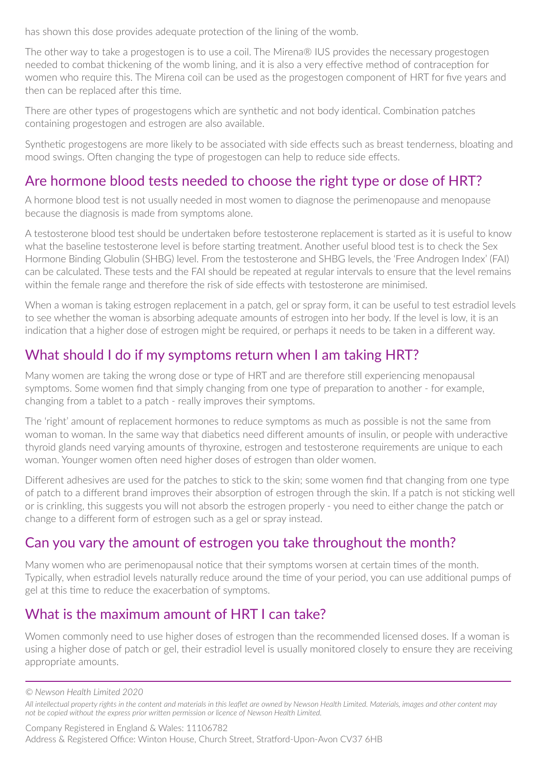has shown this dose provides adequate protection of the lining of the womb.

The other way to take a progestogen is to use a coil. The Mirena® IUS provides the necessary progestogen needed to combat thickening of the womb lining, and it is also a very effective method of contraception for women who require this. The Mirena coil can be used as the progestogen component of HRT for five years and then can be replaced after this time.

There are other types of progestogens which are synthetic and not body identical. Combination patches containing progestogen and estrogen are also available.

Synthetic progestogens are more likely to be associated with side effects such as breast tenderness, bloating and mood swings. Often changing the type of progestogen can help to reduce side effects.

## Are hormone blood tests needed to choose the right type or dose of HRT?

A hormone blood test is not usually needed in most women to diagnose the perimenopause and menopause because the diagnosis is made from symptoms alone.

A testosterone blood test should be undertaken before testosterone replacement is started as it is useful to know what the baseline testosterone level is before starting treatment. Another useful blood test is to check the Sex Hormone Binding Globulin (SHBG) level. From the testosterone and SHBG levels, the 'Free Androgen Index' (FAI) can be calculated. These tests and the FAI should be repeated at regular intervals to ensure that the level remains within the female range and therefore the risk of side effects with testosterone are minimised.

When a woman is taking estrogen replacement in a patch, gel or spray form, it can be useful to test estradiol levels to see whether the woman is absorbing adequate amounts of estrogen into her body. If the level is low, it is an indication that a higher dose of estrogen might be required, or perhaps it needs to be taken in a different way.

## What should I do if my symptoms return when I am taking HRT?

Many women are taking the wrong dose or type of HRT and are therefore still experiencing menopausal symptoms. Some women find that simply changing from one type of preparation to another - for example, changing from a tablet to a patch - really improves their symptoms.

The 'right' amount of replacement hormones to reduce symptoms as much as possible is not the same from woman to woman. In the same way that diabetics need different amounts of insulin, or people with underactive thyroid glands need varying amounts of thyroxine, estrogen and testosterone requirements are unique to each woman. Younger women often need higher doses of estrogen than older women.

Different adhesives are used for the patches to stick to the skin; some women find that changing from one type of patch to a different brand improves their absorption of estrogen through the skin. If a patch is not sticking well or is crinkling, this suggests you will not absorb the estrogen properly - you need to either change the patch or change to a different form of estrogen such as a gel or spray instead.

## Can you vary the amount of estrogen you take throughout the month?

Many women who are perimenopausal notice that their symptoms worsen at certain times of the month. Typically, when estradiol levels naturally reduce around the time of your period, you can use additional pumps of gel at this time to reduce the exacerbation of symptoms.

## What is the maximum amount of HRT I can take?

Women commonly need to use higher doses of estrogen than the recommended licensed doses. If a woman is using a higher dose of patch or gel, their estradiol level is usually monitored closely to ensure they are receiving appropriate amounts.

---

*© Newson Health Limited 2020*

*All intellectual property rights in the content and materials in this leaflet are owned by Newson Health Limited. Materials, images and other content may not be copied without the express prior written permission or licence of Newson Health Limited.*

Company Registered in England & Wales: 11106782
Address & Registered Office: Winton House, Church Street, Stratford-Upon-Avon CV37 6HB